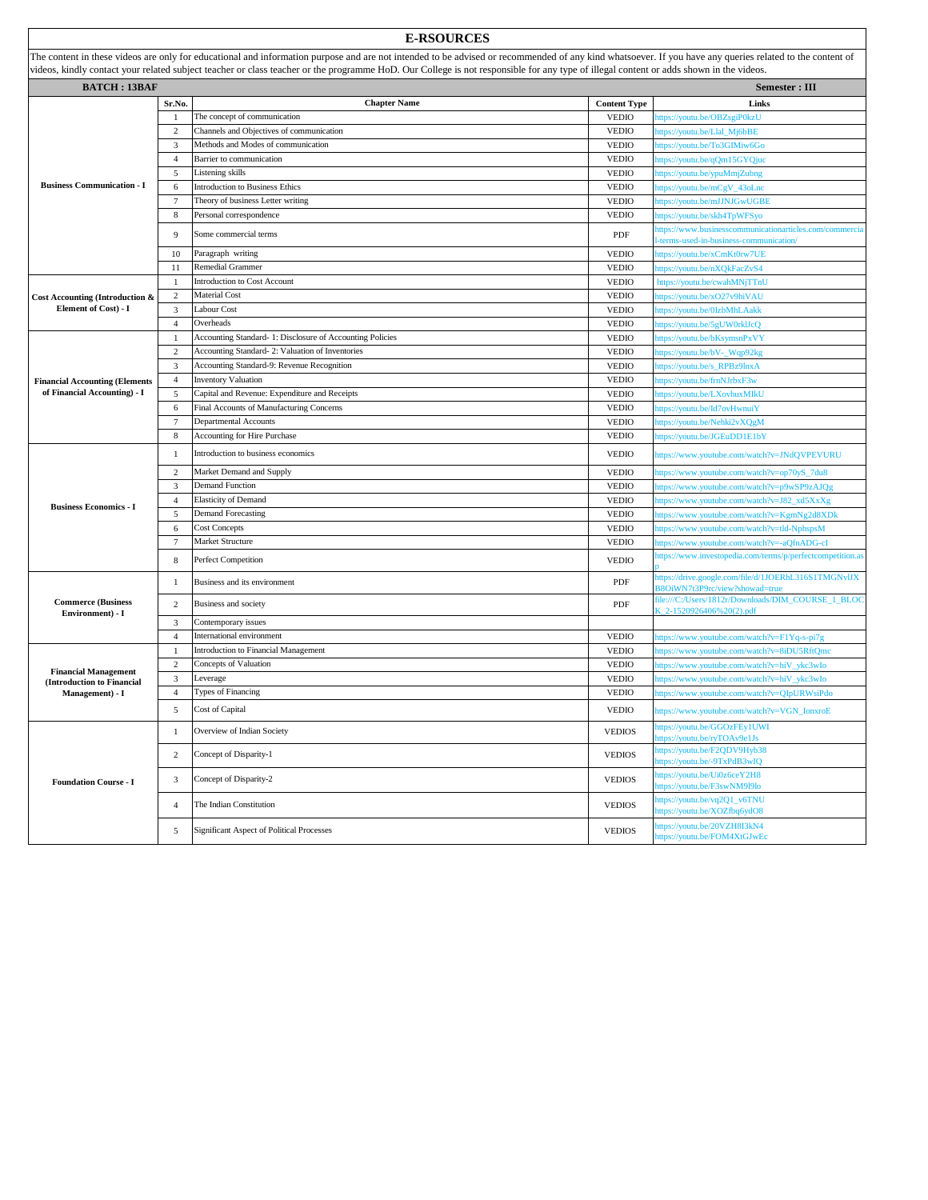# E-RSOURCES

The content in these videos are only for educational and information purpose and are not intended to be advised or recommended of any kind whatsoever. If you have any queries related to the content of videos, kindly contact your related subject teacher or class teacher or the programme HoD. Our College is not responsible for any type of illegal content or adds shown in the videos.

| BATCH : 13BAF | | | | Semester : III |
|---|---|---|---|---|
| | Sr.No. | Chapter Name | Content Type | Links |
| Business Communication - I | 1 | The concept of communication | VEDIO | https://youtu.be/OBZsgiP0kzU |
| | 2 | Channels and Objectives of communication | VEDIO | https://youtu.be/Llal_Mj6bBE |
| | 3 | Methods and Modes of communication | VEDIO | https://youtu.be/To3GIMiw6Go |
| | 4 | Barrier to communication | VEDIO | https://youtu.be/qQm15GYQjuc |
| | 5 | Listening skills | VEDIO | https://youtu.be/ypuMmjZubng |
| | 6 | Introduction to Business Ethics | VEDIO | https://youtu.be/mCgV_43oLnc |
| | 7 | Theory of business Letter writing | VEDIO | https://youtu.be/mJJNJGwUGBE |
| | 8 | Personal correspondence | VEDIO | https://youtu.be/skh4TpWFSyo |
| | 9 | Some commercial terms | PDF | https://www.businesscommunicationarticles.com/commercial-terms-used-in-business-communication/ |
| | 10 | Paragraph writing | VEDIO | https://youtu.be/xCmKt0rw7UE |
| | 11 | Remedial Grammer | VEDIO | https://youtu.be/nXQkFacZvS4 |
| Cost Accounting (Introduction & Element of Cost) - I | 1 | Introduction to Cost Account | VEDIO | https://youtu.be/cwahMNjTTnU |
| | 2 | Material Cost | VEDIO | https://youtu.be/xO27v9hiVAU |
| | 3 | Labour Cost | VEDIO | https://youtu.be/0IzbMhLAakk |
| | 4 | Overheads | VEDIO | https://youtu.be/5gUW0rklJcQ |
| Financial Accounting (Elements of Financial Accounting) - I | 1 | Accounting Standard- 1: Disclosure of Accounting Policies | VEDIO | https://youtu.be/bKsymsnPxVY |
| | 2 | Accounting Standard- 2: Valuation of Inventories | VEDIO | https://youtu.be/bV-_Wqp92kg |
| | 3 | Accounting Standard-9: Revenue Recognition | VEDIO | https://youtu.be/s_RPBz9lnxA |
| | 4 | Inventory Valuation | VEDIO | https://youtu.be/frnNJrbxF3w |
| | 5 | Capital and Revenue: Expenditure and Receipts | VEDIO | https://youtu.be/LXovhuxMIkU |
| | 6 | Final Accounts of Manufacturing Concerns | VEDIO | https://youtu.be/Id7ovHwnuiY |
| | 7 | Departmental Accounts | VEDIO | https://youtu.be/Nehki2vXQgM |
| | 8 | Accounting for Hire Purchase | VEDIO | https://youtu.be/JGEuDD1E1bY |
| Business Economics - I | 1 | Introduction to business economics | VEDIO | https://www.youtube.com/watch?v=JNdQVPEVURU |
| | 2 | Market Demand and Supply | VEDIO | https://www.youtube.com/watch?v=op70yS_7du8 |
| | 3 | Demand Function | VEDIO | https://www.youtube.com/watch?v=p9wSP9zAJQg |
| | 4 | Elasticity of Demand | VEDIO | https://www.youtube.com/watch?v=J82_xd5XxXg |
| | 5 | Demand Forecasting | VEDIO | https://www.youtube.com/watch?v=KgmNg2d8XDk |
| | 6 | Cost Concepts | VEDIO | https://www.youtube.com/watch?v=tld-NphspsM |
| | 7 | Market Structure | VEDIO | https://www.youtube.com/watch?v=-aQfnADG-cI |
| | 8 | Perfect Competition | VEDIO | https://www.investopedia.com/terms/p/perfectcompetition.asp |
| Commerce (Business Environment) - I | 1 | Business and its environment | PDF | https://drive.google.com/file/d/1JOERhL316S1TMGNvlJXB8OiWN7t3P9rc/view?showad=true |
| | 2 | Business and society | PDF | file:///C:/Users/1812r/Downloads/DIM_COURSE_1_BLOCK_2-1520926406%20(2).pdf |
| | 3 | Contemporary issues | | |
| | 4 | International environment | VEDIO | https://www.youtube.com/watch?v=F1Yq-s-pi7g |
| Financial Management (Introduction to Financial Management) - I | 1 | Introduction to Financial Management | VEDIO | https://www.youtube.com/watch?v=8iDU5RftQmc |
| | 2 | Concepts of Valuation | VEDIO | https://www.youtube.com/watch?v=hiV_ykc3wIo |
| | 3 | Leverage | VEDIO | https://www.youtube.com/watch?v=hiV_ykc3wIo |
| | 4 | Types of Financing | VEDIO | https://www.youtube.com/watch?v=QIpURWsiPdo |
| | 5 | Cost of Capital | VEDIO | https://www.youtube.com/watch?v=VGN_IonxroE |
| Foundation Course - I | 1 | Overview of Indian Society | VEDIOS | https://youtu.be/GGOzFEy1UWI https://youtu.be/ryTOAv9e1Js |
| | 2 | Concept of Disparity-1 | VEDIOS | https://youtu.be/F2QDV9Hyb38 https://youtu.be/-9TxPdB3wIQ |
| | 3 | Concept of Disparity-2 | VEDIOS | https://youtu.be/Ui0z6ceY2H8 https://youtu.be/F3swNM9f9lo |
| | 4 | The Indian Constitution | VEDIOS | https://youtu.be/vq2Q1_v6TNU https://youtu.be/XOZfbq6ydO8 |
| | 5 | Significant Aspect of Political Processes | VEDIOS | https://youtu.be/20VZH8I3kN4 https://youtu.be/FOM4XtGJwEc |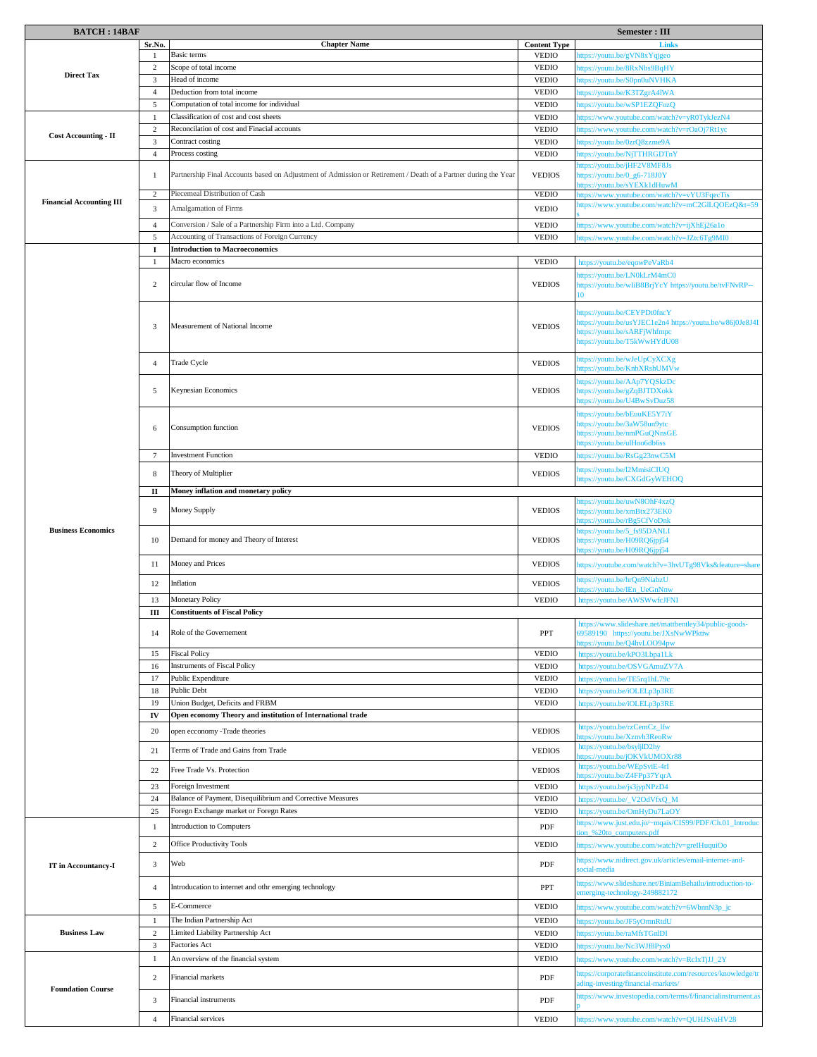| BATCH : 14BAF | | | | Semester : III |
|---|---|---|---|---|
| | Sr.No. | Chapter Name | Content Type | Links |
| Direct Tax | 1 | Basic terms | VEDIO | https://youtu.be/gVN8xYqjgeo |
| | 2 | Scope of total income | VEDIO | https://youtu.be/8RxNbs9BqHY |
| | 3 | Head of income | VEDIO | https://youtu.be/S0pn0uNVHKA |
| | 4 | Deduction from total income | VEDIO | https://youtu.be/K3TZgrA4lWA |
| | 5 | Computation of total income for individual | VEDIO | https://youtu.be/wSP1EZQFozQ |
| Cost Accounting - II | 1 | Classification of cost and cost sheets | VEDIO | https://www.youtube.com/watch?v=yR0TykJezN4 |
| | 2 | Reconcilation of cost and Finacial accounts | VEDIO | https://www.youtube.com/watch?v=rOaOj7Rt1yc |
| | 3 | Contract costing | VEDIO | https://youtu.be/0zrQ8zzme9A |
| | 4 | Process costing | VEDIO | https://youtu.be/NjTTHRGDTnY |
| Financial Accounting III | 1 | Partnership Final Accounts based on Adjustment of Admission or Retirement / Death of a Partner during the Year | VEDIOS | https://youtu.be/jHF2V8MF8Js https://youtu.be/0_g6-718J0Y https://youtu.be/sYEXk1dHuwM |
| | 2 | Piecemeal Distribution of Cash | VEDIO | https://www.youtube.com/watch?v=vYU3FqecTis |
| | 3 | Amalgamation of Firms | VEDIO | https://www.youtube.com/watch?v=mC2GlLQOEzQ&t=59s |
| | 4 | Conversion / Sale of a Partnership Firm into a Ltd. Company | VEDIO | https://www.youtube.com/watch?v=ijXhEj26a1o |
| | 5 | Accounting of Transactions of Foreign Currency | VEDIO | https://www.youtube.com/watch?v=JZtc6Tg9MI0 |
| Business Economics | I | **Introduction to Macroeconomics** | | |
| | 1 | Macro economics | VEDIO | https://youtu.be/eqowPeVaRb4 |
| | 2 | circular flow of Income | VEDIOS | https://youtu.be/LN0kLrM4mC0 https://youtu.be/wliB8BrjYcY https://youtu.be/tvFNvRP--10 |
| | 3 | Measurement of National Income | VEDIOS | https://youtu.be/CEYPDt0fncY https://youtu.be/usYJEC1e2n4 https://youtu.be/w86j0Je8J4I https://youtu.be/sARFjWhfmpc https://youtu.be/T5kWwHYdU08 |
| | 4 | Trade Cycle | VEDIOS | https://youtu.be/wJeUpCyXCXg https://youtu.be/KnbXRshUMVw |
| | 5 | Keynesian Economics | VEDIOS | https://youtu.be/AAp7YQSkzDc https://youtu.be/gZqBJTDXokk https://youtu.be/U4BwSvDuz58 |
| | 6 | Consumption function | VEDIOS | https://youtu.be/bEuuKE5Y7iY https://youtu.be/3aW58un9ytc https://youtu.be/nmPGuQNnsGE https://youtu.be/ulHoo6db6ss |
| | 7 | Investment Function | VEDIO | https://youtu.be/RsGg23nwC5M |
| | 8 | Theory of Multiplier | VEDIOS | https://youtu.be/l2MmisiClUQ https://youtu.be/CXGdGyWEHOQ |
| | II | **Money inflation and monetary policy** | | |
| | 9 | Money Supply | VEDIOS | https://youtu.be/uwN8OhF4xzQ https://youtu.be/xmBtx273EK0 https://youtu.be/rBg5CfVoDnk |
| | 10 | Demand for money and Theory of Interest | VEDIOS | https://youtu.be/5_fs95DANLI https://youtu.be/H09RQ6jpj54 https://youtu.be/H09RQ6jpj54 |
| | 11 | Money and Prices | VEDIOS | https://youtube.com/watch?v=3hvUTg98Vks&feature=share |
| | 12 | Inflation | VEDIOS | https://youtu.be/hrQn9NiabzU https://youtu.be/IEn_UeGnNnw |
| | 13 | Monetary Policy | VEDIO | https://youtu.be/AWSWwfcJFNI |
| | III | **Constituents of Fiscal Policy** | | |
| | 14 | Role of the Governement | PPT | https://www.slideshare.net/mattbentley34/public-goods-69589190 https://youtu.be/JXsNwWPktiw https://youtu.be/Q4hvLOO94pw |
| | 15 | Fiscal Policy | VEDIO | https://youtu.be/kPO3Lbpa1Lk |
| | 16 | Instruments of Fiscal Policy | VEDIO | https://youtu.be/OSVGAmuZV7A |
| | 17 | Public Expenditure | VEDIO | https://youtu.be/TE5rq1hL79c |
| | 18 | Public Debt | VEDIO | https://youtu.be/iOLELp3p3RE |
| | 19 | Union Budget, Deficits and FRBM | VEDIO | https://youtu.be/iOLELp3p3RE |
| | IV | **Open economy Theory and institution of International trade** | | |
| | 20 | open ecconomy -Trade theories | VEDIOS | https://youtu.be/rzCemCz_lfw https://youtu.be/Xznvh3ReoRw |
| | 21 | Terms of Trade and Gains from Trade | VEDIOS | https://youtu.be/bsyljlD2hy https://youtu.be/jOKVkUMOXr88 |
| | 22 | Free Trade Vs. Protection | VEDIOS | https://youtu.be/WEpSviE-4rI https://youtu.be/Z4FPp37YqrA |
| | 23 | Foreign Investment | VEDIO | https://youtu.be/js3jypNPzD4 |
| | 24 | Balance of Payment, Disequilibrium and Corrective Measures | VEDIO | https://youtu.be/_V2OdVfxQ_M |
| | 25 | Foregn Exchange market or Foregn Rates | VEDIO | https://youtu.be/OmHyDu7LaOY |
| IT in Accountancy-I | 1 | Introduction to Computers | PDF | https://www.just.edu.jo/~mqais/CIS99/PDF/Ch.01_Introduction_%20to_computers.pdf |
| | 2 | Office Productivity Tools | VEDIO | https://www.youtube.com/watch?v=greIHuquiOo |
| | 3 | Web | PDF | https://www.nidirect.gov.uk/articles/email-internet-and-social-media |
| | 4 | Introducation to internet and othr emerging technology | PPT | https://www.slideshare.net/BiniamBehailu/introduction-to-emerging-technology-249882172 |
| | 5 | E-Commerce | VEDIO | https://www.youtube.com/watch?v=6WbnnN3p_jc |
| Business Law | 1 | The Indian Partnership Act | VEDIO | https://youtu.be/JF5yOmnRtdU |
| | 2 | Limited Liability Partnership Act | VEDIO | https://youtu.be/raMfsTGnlDI |
| | 3 | Factories Act | VEDIO | https://youtu.be/Nc3WJH8Pyx0 |
| Foundation Course | 1 | An overview of the financial system | VEDIO | https://www.youtube.com/watch?v=Rc1xTjiJ_2Y |
| | 2 | Financial markets | PDF | https://corporatefinanceinstitute.com/resources/knowledge/trading-investing/financial-markets/ |
| | 3 | Financial instruments | PDF | https://www.investopedia.com/terms/f/financialinstrument.asp |
| | 4 | Financial services | VEDIO | https://www.youtube.com/watch?v=QUHJSvaHV28 |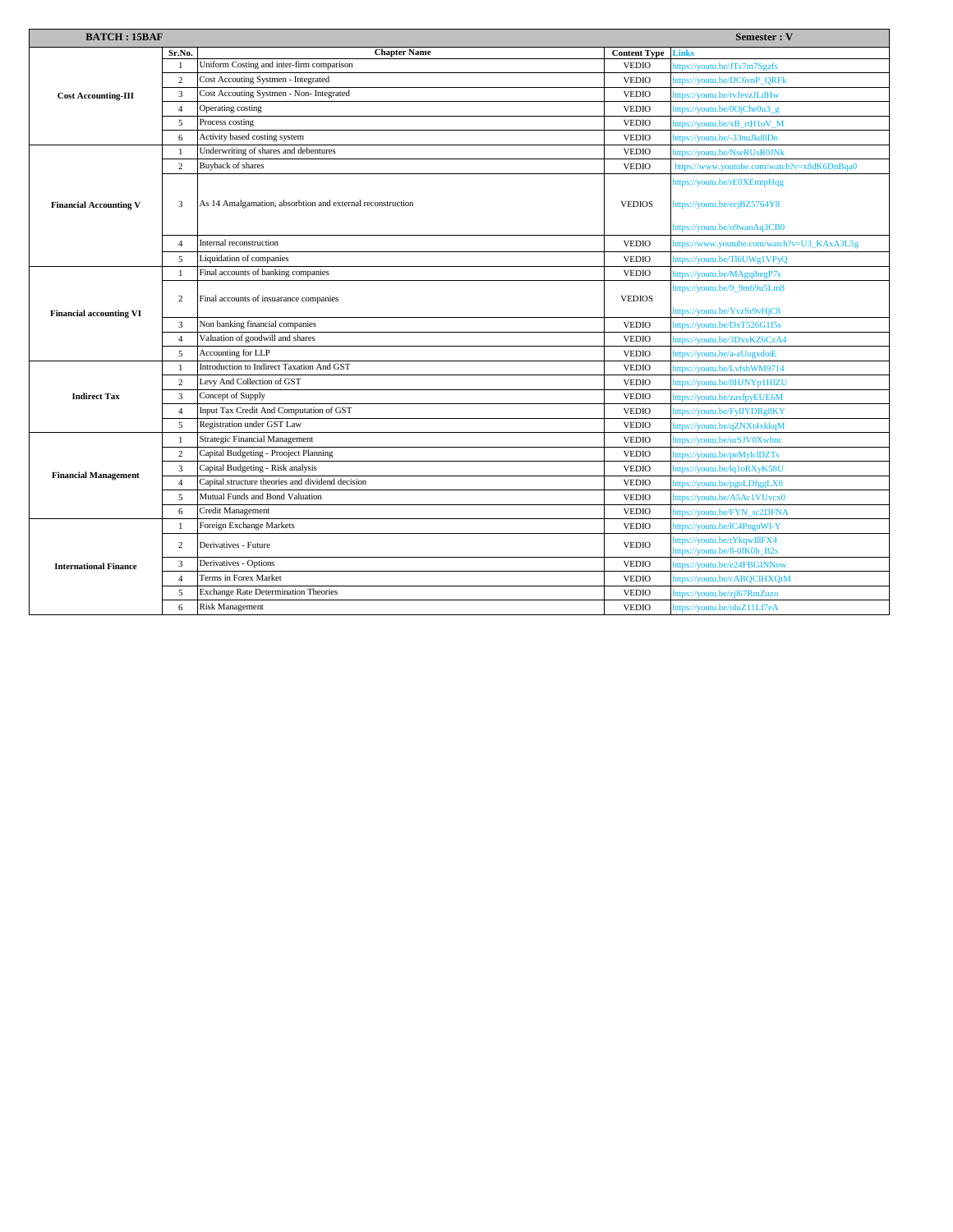| BATCH : 15BAF | | | | Semester : V |
|---|---|---|---|---|
| | Sr.No. | Chapter Name | Content Type | Links |
| Cost Accounting-III | 1 | Uniform Costing and inter-firm comparison | VEDIO | https://youtu.be/JTs7m7Sgzfs |
| | 2 | Cost Accouting Systmen - Integrated | VEDIO | https://youtu.be/DC6vnP_QRFk |
| | 3 | Cost Accouting Systmen - Non- Integrated | VEDIO | https://youtu.be/rvJevzJLdHw |
| | 4 | Operating costing | VEDIO | https://youtu.be/0OjChe0u3_g |
| | 5 | Process costing | VEDIO | https://youtu.be/xB_rtH1oV_M |
| | 6 | Activity based costing system | VEDIO | https://youtu.be/-33nuJkd8Do |
| Financial Accounting V | 1 | Underwriting of shares and debentures | VEDIO | https://youtu.be/NseRUsR0JNk |
| | 2 | Buyback of shares | VEDIO | https://www.youtube.com/watch?v=x8dK6DnBqa0 |
| | 3 | As 14 Amalgamation, absorbtion and external reconstruction | VEDIOS | https://youtu.be/rE0XEmtpHqg https://youtu.be/ecjBZ5764Y8 https://youtu.be/o9waoAq3CB0 |
| | 4 | Internal reconstruction | VEDIO | https://www.youtube.com/watch?v=U3_KAxA3L5g |
| | 5 | Liquidation of companies | VEDIO | https://youtu.be/Tl6UWg1VPyQ |
| Financial accounting VI | 1 | Final accounts of banking companies | VEDIO | https://youtu.be/MAgqibegP7s |
| | 2 | Final accounts of insuarance companies | VEDIOS | https://youtu.be/9_9m69u5Lm8 https://youtu.be/YvzSr9vHjC8 |
| | 3 | Non banking financial companies | VEDIO | https://youtu.be/DxT526G1I5s |
| | 4 | Valuation of goodwill and shares | VEDIO | https://youtu.be/3DxvKZ6CzA4 |
| | 5 | Accounting for LLP | VEDIO | https://youtu.be/a-aUugxdoiE |
| Indirect Tax | 1 | Introduction to Indirect Taxation And GST | VEDIO | https://youtu.be/LvfsbWM9714 |
| | 2 | Levy And Collection of GST | VEDIO | https://youtu.be/8HJNYp1HIZU |
| | 3 | Concept of Supply | VEDIO | https://youtu.be/zaxfpyEUE6M |
| | 4 | Input Tax Credit And Computation of GST | VEDIO | https://youtu.be/FyIIYDRg8KY |
| | 5 | Registration under GST Law | VEDIO | https://youtu.be/qZNXt4xkkqM |
| Financial Management | 1 | Strategic Financial Management | VEDIO | https://youtu.be/urSJV0Xwhnc |
| | 2 | Capital Budgeting - Prooject Planning | VEDIO | https://youtu.be/peMylclDZTs |
| | 3 | Capital Budgeting - Risk analysis | VEDIO | https://youtu.be/lq1oRXyK58U |
| | 4 | Capital structure theories and dividend decision | VEDIO | https://youtu.be/pgoLDfggLX0 |
| | 5 | Mutual Funds and Bond Valuation | VEDIO | https://youtu.be/A5Ac1VUvcx0 |
| | 6 | Credit Management | VEDIO | https://youtu.be/FYN_sc2DFNA |
| International Finance | 1 | Foreign Exchange Markets | VEDIO | https://youtu.be/lC4PngnWI-Y |
| | 2 | Derivatives - Future | VEDIO | https://youtu.be/tYkqwIlIFX4 https://youtu.be/8-0fK0b_B2s |
| | 3 | Derivatives - Options | VEDIO | https://youtu.be/e24FBGINNow |
| | 4 | Terms in Forex Market | VEDIO | https://youtu.be/cABQCIHXQtM |
| | 5 | Exchange Rate Determination Theories | VEDIO | https://youtu.be/zjl67RmZuzo |
| | 6 | Risk Management | VEDIO | https://youtu.be/oIuZ11LI7eA |